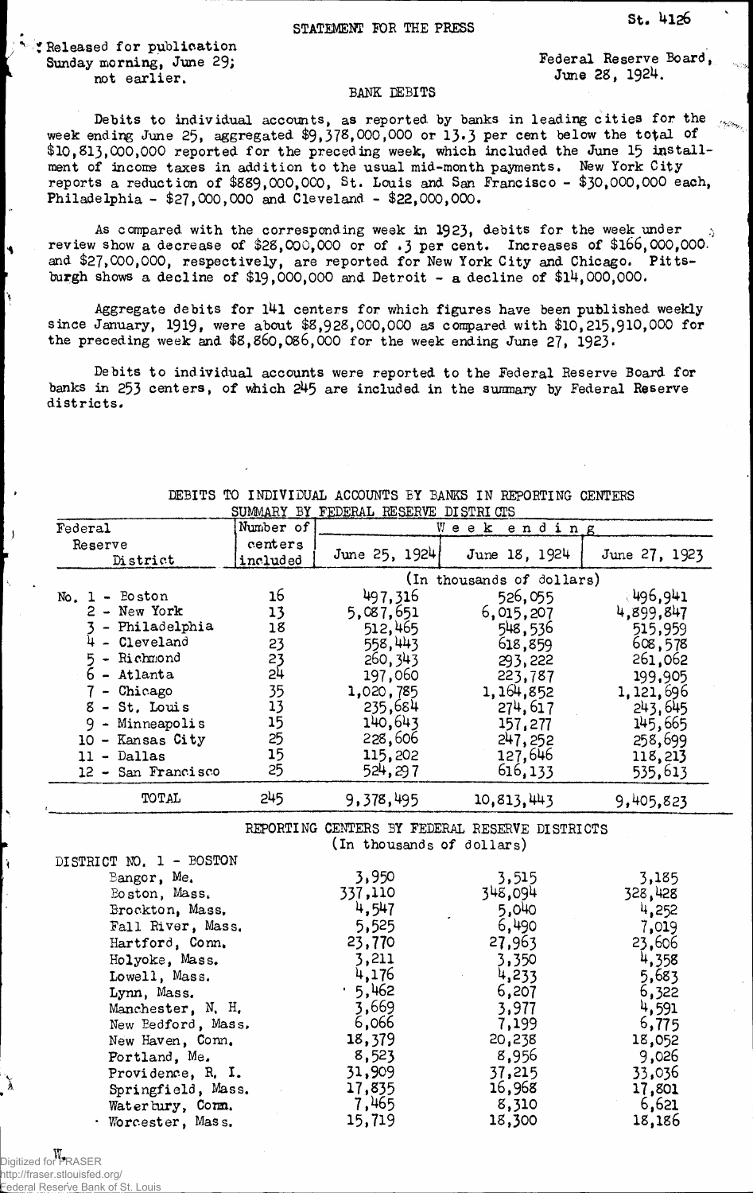STATEMENT FOR THE PRESS

St. 4126

Released for publication Sunday morning, June 29; not earlier.

Federal Reserve Board, June 28, 1924.

## BANK DEBITS

Debits to individual accounts, as reported by banks in leading cities for the week ending June 25, aggregated $9,378,000,000 or 13.3 per cent below the total of $10,813,000,000 reported for the preceding week, which included the June 15 installment of income taxes in addition to the usual mid-month payments. New York City reports a reduction of $889,000,000, St. Louis and San Francisco - $30,000,000 each, Philadelphia - $27,000,000 and Cleveland - $22,000,000.

As compared with the corresponding week in 1923, debits for the week under review show a decrease of $28,000,000 or of .3 per cent. Increases of $166,000,000 and $27,000,000, respectively, are reported for New York City and Chicago. Pittsburgh shows a decline of $19,000,000 and Detroit - a decline of $14,000,000.

Aggregate debits for 141 centers for which figures have been published weekly since January, 1919, were about $8,928,000,000 as compared with $10,215,910,000 for the preceding week and $8,860,086,000 for the week ending June 27, 1923.

Debits to individual accounts were reported to the Federal Reserve Board for banks in 253 centers, of which 245 are included in the summary by Federal Reserve districts.

DEBITS TO INDIVIDUAL ACCOUNTS BY BANKS IN REPORTING CENTERS
SUMMARY BY FEDERAL RESERVE DISTRICTS

| Federal Reserve District | Number of centers included | Week ending June 25, 1924 | June 18, 1924 | June 27, 1923 |
|---|---|---|---|---|
| | | (In thousands of dollars) | | |
| No. 1 - Boston | 16 | 497,316 | 526,055 | 496,941 |
| 2 - New York | 13 | 5,087,651 | 6,015,207 | 4,899,847 |
| 3 - Philadelphia | 18 | 512,465 | 548,536 | 515,959 |
| 4 - Cleveland | 23 | 558,443 | 618,859 | 608,578 |
| 5 - Richmond | 23 | 260,343 | 293,222 | 261,062 |
| 6 - Atlanta | 24 | 197,060 | 223,787 | 199,905 |
| 7 - Chicago | 35 | 1,020,785 | 1,164,852 | 1,121,696 |
| 8 - St. Louis | 13 | 235,684 | 274,617 | 243,645 |
| 9 - Minneapolis | 15 | 140,643 | 157,277 | 145,665 |
| 10 - Kansas City | 25 | 228,606 | 247,252 | 258,699 |
| 11 - Dallas | 15 | 115,202 | 127,646 | 118,213 |
| 12 - San Francisco | 25 | 524,297 | 616,133 | 535,613 |
| TOTAL | 245 | 9,378,495 | 10,813,443 | 9,405,823 |

REPORTING CENTERS BY FEDERAL RESERVE DISTRICTS
(In thousands of dollars)

| DISTRICT NO. 1 - BOSTON | June 25, 1924 | June 18, 1924 | June 27, 1923 |
|---|---|---|---|
| Bangor, Me. | 3,950 | 3,515 | 3,185 |
| Boston, Mass. | 337,110 | 348,094 | 328,428 |
| Brockton, Mass. | 4,547 | 5,040 | 4,252 |
| Fall River, Mass. | 5,525 | 6,490 | 7,019 |
| Hartford, Conn. | 23,770 | 27,963 | 23,606 |
| Holyoke, Mass. | 3,211 | 3,350 | 4,358 |
| Lowell, Mass. | 4,176 | 4,233 | 5,683 |
| Lynn, Mass. | 5,462 | 6,207 | 6,322 |
| Manchester, N. H. | 3,669 | 3,977 | 4,591 |
| New Bedford, Mass. | 6,066 | 7,199 | 6,775 |
| New Haven, Conn. | 18,379 | 20,238 | 18,052 |
| Portland, Me. | 8,523 | 8,956 | 9,026 |
| Providence, R. I. | 31,909 | 37,215 | 33,036 |
| Springfield, Mass. | 17,835 | 16,968 | 17,801 |
| Waterbury, Conn. | 7,465 | 8,310 | 6,621 |
| Worcester, Mass. | 15,719 | 18,300 | 18,186 |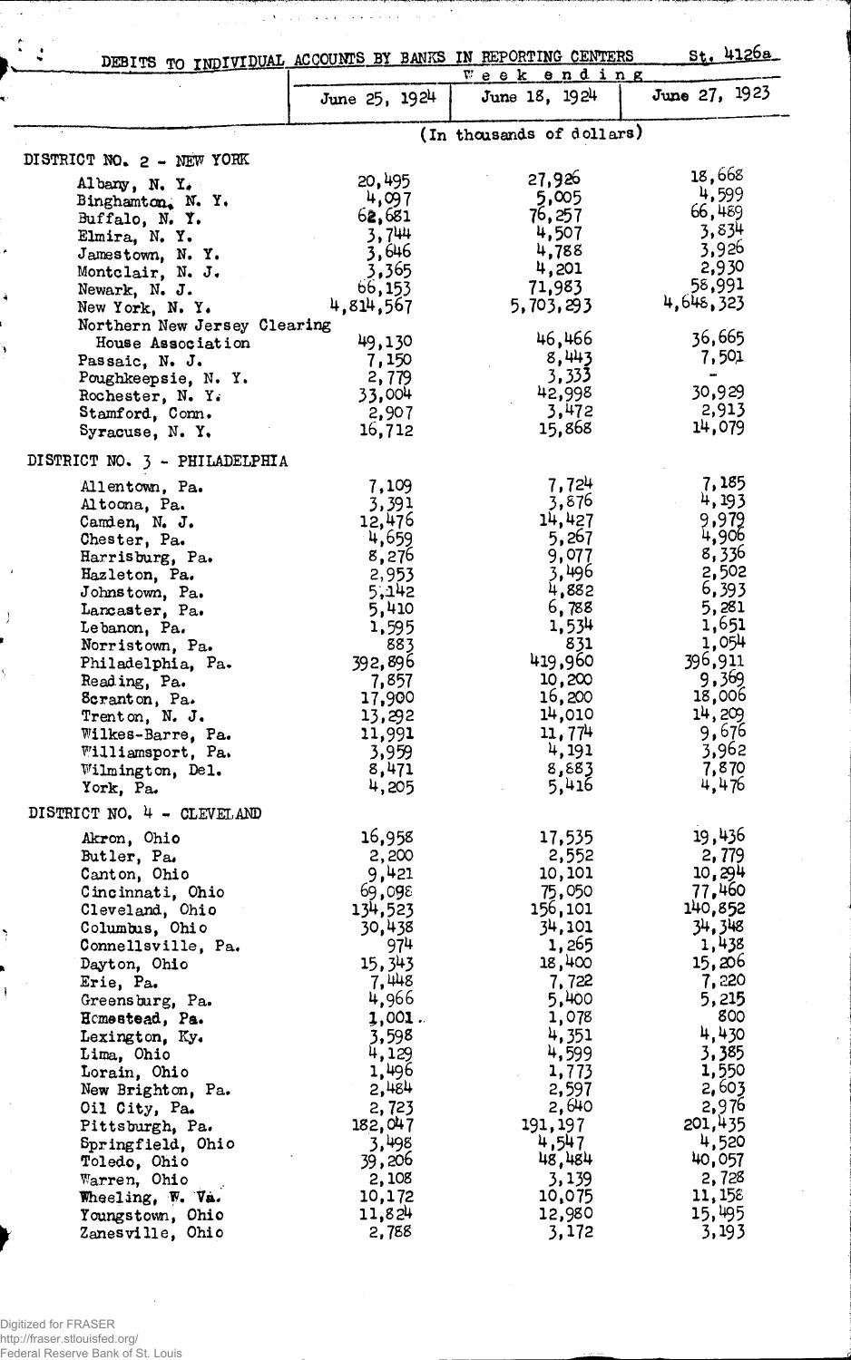DEBITS TO INDIVIDUAL ACCOUNTS BY BANKS IN REPORTING CENTERS St. 4126a

| | Week ending | | |
|---|---|---|---|
| | June 25, 1924 | June 18, 1924 | June 27, 1923 |
| | (In thousands of dollars) | | |
| **DISTRICT NO. 2 - NEW YORK** | | | |
| Albany, N. Y. | 20,495 | 27,926 | 18,668 |
| Binghamton, N. Y. | 4,097 | 5,005 | 4,599 |
| Buffalo, N. Y. | 62,681 | 76,257 | 66,489 |
| Elmira, N. Y. | 3,744 | 4,507 | 3,834 |
| Jamestown, N. Y. | 3,646 | 4,788 | 3,926 |
| Montclair, N. J. | 3,365 | 4,201 | 2,930 |
| Newark, N. J. | 66,153 | 71,983 | 58,991 |
| New York, N. Y. | 4,814,567 | 5,703,293 | 4,648,323 |
| Northern New Jersey Clearing House Association | 49,130 | 46,466 | 36,665 |
| Passaic, N. J. | 7,150 | 8,443 | 7,501 |
| Poughkeepsie, N. Y. | 2,779 | 3,333 | - |
| Rochester, N. Y. | 33,004 | 42,998 | 30,929 |
| Stamford, Conn. | 2,907 | 3,472 | 2,913 |
| Syracuse, N. Y. | 16,712 | 15,868 | 14,079 |
| **DISTRICT NO. 3 - PHILADELPHIA** | | | |
| Allentown, Pa. | 7,109 | 7,724 | 7,185 |
| Altoona, Pa. | 3,391 | 3,876 | 4,193 |
| Camden, N. J. | 12,476 | 14,427 | 9,979 |
| Chester, Pa. | 4,659 | 5,267 | 4,906 |
| Harrisburg, Pa. | 8,276 | 9,077 | 8,336 |
| Hazleton, Pa. | 2,953 | 3,496 | 2,502 |
| Johnstown, Pa. | 5,142 | 4,882 | 6,393 |
| Lancaster, Pa. | 5,410 | 6,788 | 5,281 |
| Lebanon, Pa. | 1,595 | 1,534 | 1,651 |
| Norristown, Pa. | 883 | 831 | 1,054 |
| Philadelphia, Pa. | 392,896 | 419,960 | 396,911 |
| Reading, Pa. | 7,857 | 10,200 | 9,369 |
| Scranton, Pa. | 17,900 | 16,200 | 18,006 |
| Trenton, N. J. | 13,292 | 14,010 | 14,209 |
| Wilkes-Barre, Pa. | 11,991 | 11,774 | 9,676 |
| Williamsport, Pa. | 3,959 | 4,191 | 3,962 |
| Wilmington, Del. | 8,471 | 8,883 | 7,870 |
| York, Pa. | 4,205 | 5,416 | 4,476 |
| **DISTRICT NO. 4 - CLEVELAND** | | | |
| Akron, Ohio | 16,958 | 17,535 | 19,436 |
| Butler, Pa. | 2,200 | 2,552 | 2,779 |
| Canton, Ohio | 9,421 | 10,101 | 10,294 |
| Cincinnati, Ohio | 69,098 | 75,050 | 77,460 |
| Cleveland, Ohio | 134,523 | 156,101 | 140,852 |
| Columbus, Ohio | 30,438 | 34,101 | 34,348 |
| Connellsville, Pa. | 974 | 1,265 | 1,438 |
| Dayton, Ohio | 15,343 | 18,400 | 15,206 |
| Erie, Pa. | 7,448 | 7,722 | 7,220 |
| Greensburg, Pa. | 4,966 | 5,400 | 5,215 |
| Homestead, Pa. | 1,001 | 1,078 | 800 |
| Lexington, Ky. | 3,598 | 4,351 | 4,430 |
| Lima, Ohio | 4,129 | 4,599 | 3,385 |
| Lorain, Ohio | 1,496 | 1,773 | 1,550 |
| New Brighton, Pa. | 2,484 | 2,597 | 2,603 |
| Oil City, Pa. | 2,723 | 2,640 | 2,976 |
| Pittsburgh, Pa. | 182,047 | 191,197 | 201,435 |
| Springfield, Ohio | 3,498 | 4,547 | 4,520 |
| Toledo, Ohio | 39,206 | 48,484 | 40,057 |
| Warren, Ohio | 2,108 | 3,139 | 2,728 |
| Wheeling, W. Va. | 10,172 | 10,075 | 11,158 |
| Youngstown, Ohio | 11,824 | 12,980 | 15,495 |
| Zanesville, Ohio | 2,788 | 3,172 | 3,193 |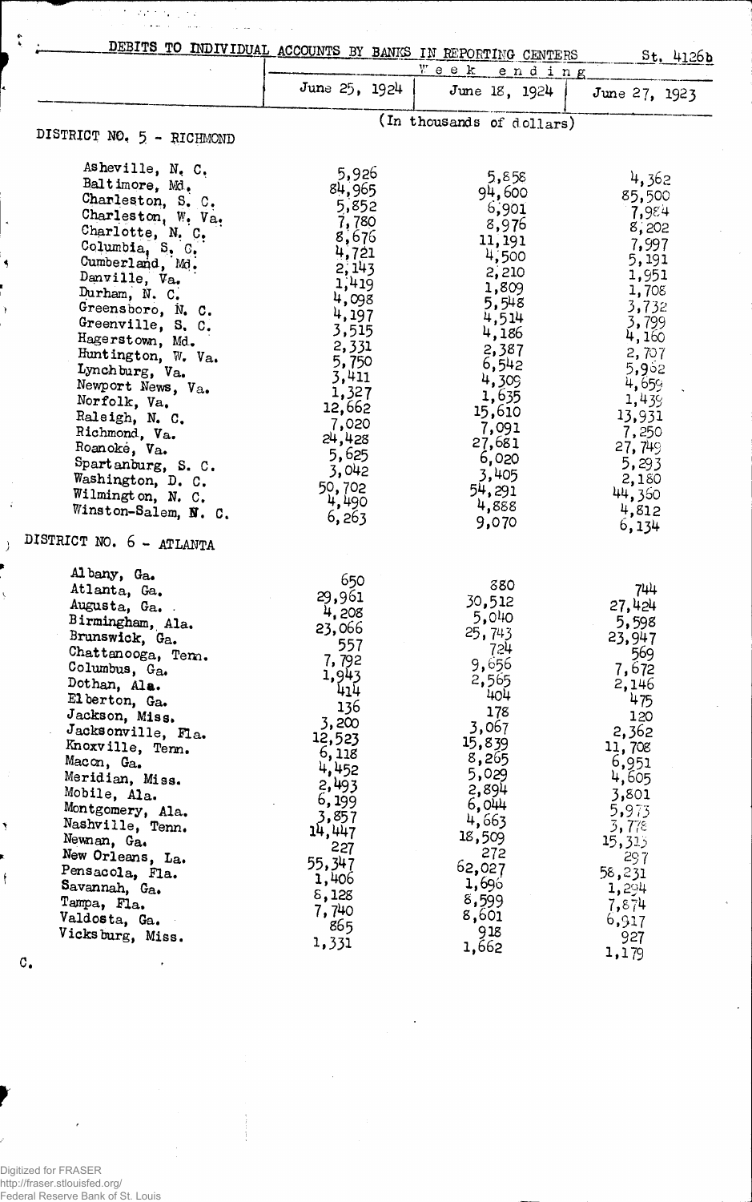DEBITS TO INDIVIDUAL ACCOUNTS BY BANKS IN REPORTING CENTERS St. 4126b

| | Week ending | | |
|---|---|---|---|
| | June 25, 1924 | June 18, 1924 | June 27, 1923 |
| | (In thousands of dollars) | | |
| **DISTRICT NO. 5 - RICHMOND** | | | |
| Asheville, N. C. | 5,926 | 5,858 | 4,362 |
| Baltimore, Md. | 84,965 | 94,600 | 85,500 |
| Charleston, S. C. | 5,852 | 6,901 | 7,984 |
| Charleston, W. Va. | 7,780 | 8,976 | 8,202 |
| Charlotte, N. C. | 8,676 | 11,191 | 7,997 |
| Columbia, S. C. | 4,721 | 4,500 | 5,191 |
| Cumberland, Md. | 2,143 | 2,210 | 1,951 |
| Danville, Va. | 1,419 | 1,809 | 1,708 |
| Durham, N. C. | 4,098 | 5,548 | 3,732 |
| Greensboro, N. C. | 4,197 | 4,514 | 3,799 |
| Greenville, S. C. | 3,515 | 4,186 | 4,160 |
| Hagerstown, Md. | 2,331 | 2,387 | 2,707 |
| Huntington, W. Va. | 5,750 | 6,542 | 5,952 |
| Lynchburg, Va. | 3,411 | 4,309 | 4,659 |
| Newport News, Va. | 1,327 | 1,635 | 1,439 |
| Norfolk, Va. | 12,662 | 15,610 | 13,931 |
| Raleigh, N. C. | 7,020 | 7,091 | 7,250 |
| Richmond, Va. | 24,428 | 27,681 | 27,749 |
| Roanoke, Va. | 5,625 | 6,020 | 5,293 |
| Spartanburg, S. C. | 3,042 | 3,405 | 2,180 |
| Washington, D. C. | 50,702 | 54,291 | 44,360 |
| Wilmington, N. C. | 4,490 | 4,888 | 4,812 |
| Winston-Salem, N. C. | 6,263 | 9,070 | 6,134 |
| **DISTRICT NO. 6 - ATLANTA** | | | |
| Albany, Ga. | 650 | 880 | 744 |
| Atlanta, Ga. | 29,961 | 30,512 | 27,424 |
| Augusta, Ga. | 4,208 | 5,040 | 5,598 |
| Birmingham, Ala. | 23,066 | 25,743 | 23,947 |
| Brunswick, Ga. | 557 | 724 | 569 |
| Chattanooga, Tenn. | 7,792 | 9,656 | 7,672 |
| Columbus, Ga. | 1,943 | 2,565 | 2,146 |
| Dothan, Ala. | 414 | 404 | 475 |
| Elberton, Ga. | 136 | 178 | 120 |
| Jackson, Miss. | 3,200 | 3,067 | 2,362 |
| Jacksonville, Fla. | 12,523 | 15,839 | 11,708 |
| Knoxville, Tenn. | 6,118 | 8,265 | 6,951 |
| Macon, Ga. | 4,452 | 5,029 | 4,605 |
| Meridian, Miss. | 2,493 | 2,894 | 3,801 |
| Mobile, Ala. | 6,199 | 6,044 | 5,973 |
| Montgomery, Ala. | 3,857 | 4,663 | 3,778 |
| Nashville, Tenn. | 14,447 | 18,509 | 15,315 |
| Newnan, Ga. | 227 | 272 | 297 |
| New Orleans, La. | 55,347 | 62,027 | 58,231 |
| Pensacola, Fla. | 1,406 | 1,696 | 1,294 |
| Savannah, Ga. | 8,128 | 8,599 | 7,874 |
| Tampa, Fla. | 7,740 | 8,601 | 6,917 |
| Valdosta, Ga. | 865 | 918 | 927 |
| Vicksburg, Miss. | 1,331 | 1,662 | 1,179 |

C.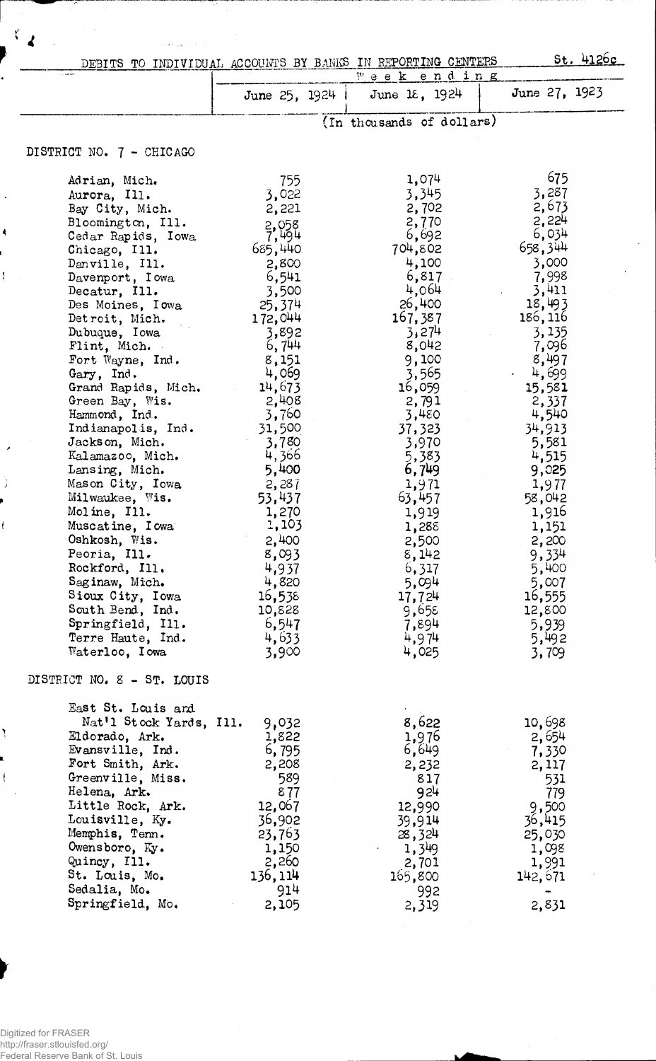# DEBITS TO INDIVIDUAL ACCOUNTS BY BANKS IN REPORTING CENTERS

St. 4126c

| | Week ending | | |
|---|---|---|---|
| | June 25, 1924 | June 18, 1924 | June 27, 1923 |
| | (In thousands of dollars) | | |
| **DISTRICT NO. 7 - CHICAGO** | | | |
| Adrian, Mich. | 755 | 1,074 | 675 |
| Aurora, Ill. | 3,022 | 3,345 | 3,287 |
| Bay City, Mich. | 2,221 | 2,702 | 2,673 |
| Bloomington, Ill. | 2,058 | 2,770 | 2,224 |
| Cedar Rapids, Iowa | 7,494 | 6,692 | 6,034 |
| Chicago, Ill. | 685,440 | 704,802 | 658,344 |
| Danville, Ill. | 2,800 | 4,100 | 3,000 |
| Davenport, Iowa | 6,541 | 6,817 | 7,998 |
| Decatur, Ill. | 3,500 | 4,064 | 3,411 |
| Des Moines, Iowa | 25,374 | 26,400 | 18,493 |
| Detroit, Mich. | 172,044 | 167,387 | 186,116 |
| Dubuque, Iowa | 3,892 | 3,274 | 3,135 |
| Flint, Mich. | 6,744 | 8,042 | 7,096 |
| Fort Wayne, Ind. | 8,151 | 9,100 | 8,497 |
| Gary, Ind. | 4,069 | 3,565 | 4,699 |
| Grand Rapids, Mich. | 14,673 | 16,059 | 15,581 |
| Green Bay, Wis. | 2,408 | 2,791 | 2,337 |
| Hammond, Ind. | 3,760 | 3,480 | 4,540 |
| Indianapolis, Ind. | 31,500 | 37,323 | 34,913 |
| Jackson, Mich. | 3,780 | 3,970 | 5,581 |
| Kalamazoo, Mich. | 4,366 | 5,383 | 4,515 |
| Lansing, Mich. | 5,400 | 6,749 | 9,025 |
| Mason City, Iowa | 2,287 | 1,971 | 1,977 |
| Milwaukee, Wis. | 53,437 | 63,457 | 58,042 |
| Moline, Ill. | 1,270 | 1,919 | 1,916 |
| Muscatine, Iowa | 1,103 | 1,288 | 1,151 |
| Oshkosh, Wis. | 2,400 | 2,500 | 2,200 |
| Peoria, Ill. | 8,093 | 8,142 | 9,334 |
| Rockford, Ill. | 4,937 | 6,317 | 5,400 |
| Saginaw, Mich. | 4,820 | 5,094 | 5,007 |
| Sioux City, Iowa | 16,536 | 17,724 | 16,555 |
| South Bend, Ind. | 10,828 | 9,658 | 12,800 |
| Springfield, Ill. | 6,547 | 7,894 | 5,939 |
| Terre Haute, Ind. | 4,633 | 4,974 | 5,492 |
| Waterloo, Iowa | 3,900 | 4,025 | 3,709 |
| **DISTRICT NO. 8 - ST. LOUIS** | | | |
| East St. Louis and Nat'l Stock Yards, Ill. | 9,032 | 8,622 | 10,698 |
| Eldorado, Ark. | 1,822 | 1,976 | 2,654 |
| Evansville, Ind. | 6,795 | 6,649 | 7,330 |
| Fort Smith, Ark. | 2,208 | 2,232 | 2,117 |
| Greenville, Miss. | 589 | 817 | 531 |
| Helena, Ark. | 877 | 924 | 779 |
| Little Rock, Ark. | 12,067 | 12,990 | 9,500 |
| Louisville, Ky. | 36,902 | 39,914 | 36,415 |
| Memphis, Tenn. | 23,763 | 28,324 | 25,030 |
| Owensboro, Ky. | 1,150 | 1,349 | 1,098 |
| Quincy, Ill. | 2,260 | 2,701 | 1,991 |
| St. Louis, Mo. | 136,114 | 165,800 | 142,671 |
| Sedalia, Mo. | 914 | 992 | - |
| Springfield, Mo. | 2,105 | 2,319 | 2,831 |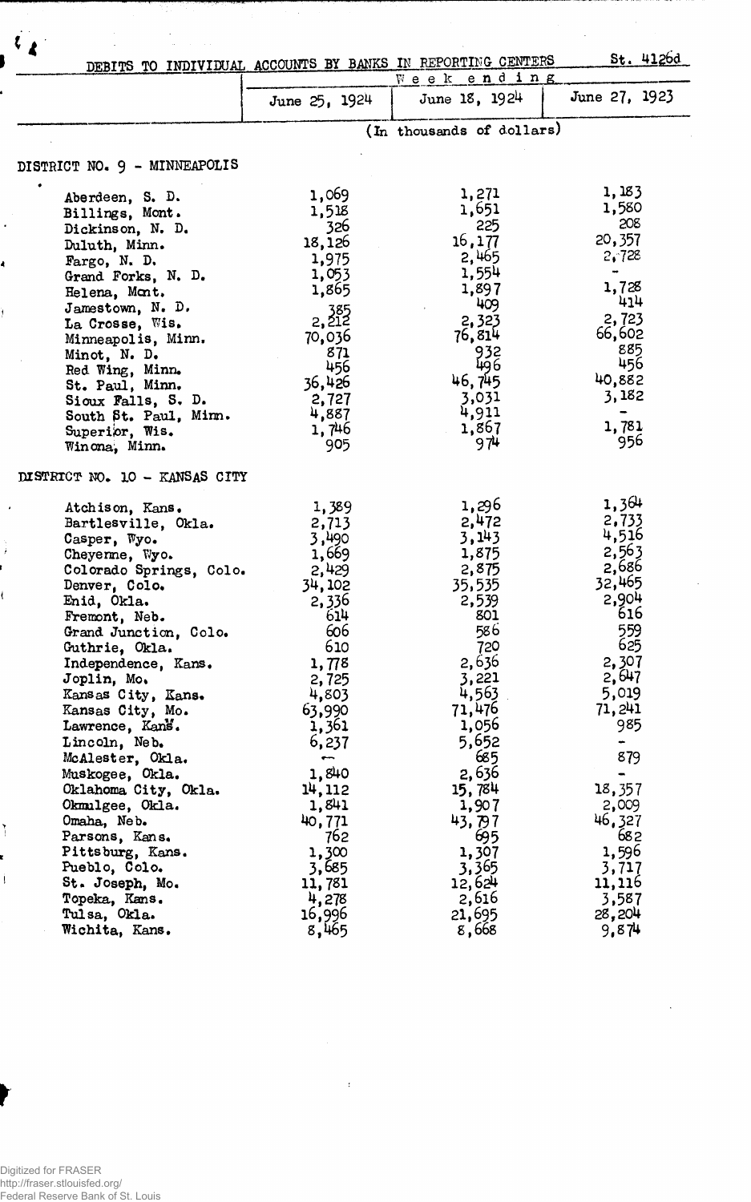St. 4126d

## DEBITS TO INDIVIDUAL ACCOUNTS BY BANKS IN REPORTING CENTERS

| | Week ending | | |
|---|---|---|---|
| | June 25, 1924 | June 18, 1924 | June 27, 1923 |
| | (In thousands of dollars) | | |
| **DISTRICT NO. 9 - MINNEAPOLIS** | | | |
| Aberdeen, S. D. | 1,069 | 1,271 | 1,183 |
| Billings, Mont. | 1,518 | 1,651 | 1,580 |
| Dickinson, N. D. | 326 | 225 | 208 |
| Duluth, Minn. | 18,126 | 16,177 | 20,357 |
| Fargo, N. D. | 1,975 | 2,465 | 2,728 |
| Grand Forks, N. D. | 1,053 | 1,554 | - |
| Helena, Mont. | 1,865 | 1,897 | 1,728 |
| Jamestown, N. D. | 385 | 409 | 414 |
| La Crosse, Wis. | 2,212 | 2,323 | 2,723 |
| Minneapolis, Minn. | 70,036 | 76,814 | 66,602 |
| Minot, N. D. | 871 | 932 | 885 |
| Red Wing, Minn. | 456 | 496 | 456 |
| St. Paul, Minn. | 36,426 | 46,745 | 40,882 |
| Sioux Falls, S. D. | 2,727 | 3,031 | 3,182 |
| South St. Paul, Minn. | 4,887 | 4,911 | - |
| Superior, Wis. | 1,746 | 1,867 | 1,781 |
| Winona, Minn. | 905 | 974 | 956 |
| **DISTRICT NO. 10 - KANSAS CITY** | | | |
| Atchison, Kans. | 1,389 | 1,296 | 1,364 |
| Bartlesville, Okla. | 2,713 | 2,472 | 2,733 |
| Casper, Wyo. | 3,490 | 3,143 | 4,516 |
| Cheyenne, Wyo. | 1,669 | 1,875 | 2,563 |
| Colorado Springs, Colo. | 2,429 | 2,875 | 2,686 |
| Denver, Colo. | 34,102 | 35,535 | 32,465 |
| Enid, Okla. | 2,336 | 2,539 | 2,904 |
| Fremont, Neb. | 614 | 801 | 616 |
| Grand Junction, Colo. | 606 | 586 | 559 |
| Guthrie, Okla. | 610 | 720 | 625 |
| Independence, Kans. | 1,778 | 2,636 | 2,307 |
| Joplin, Mo. | 2,725 | 3,221 | 2,647 |
| Kansas City, Kans. | 4,803 | 4,563 | 5,019 |
| Kansas City, Mo. | 63,990 | 71,476 | 71,241 |
| Lawrence, Kans. | 1,361 | 1,056 | 985 |
| Lincoln, Neb. | 6,237 | 5,652 | - |
| McAlester, Okla. | - | 685 | 879 |
| Muskogee, Okla. | 1,840 | 2,636 | - |
| Oklahoma City, Okla. | 14,112 | 15,784 | 18,357 |
| Okmulgee, Okla. | 1,841 | 1,907 | 2,009 |
| Omaha, Neb. | 40,771 | 43,797 | 46,327 |
| Parsons, Kans. | 762 | 695 | 682 |
| Pittsburg, Kans. | 1,300 | 1,307 | 1,596 |
| Pueblo, Colo. | 3,685 | 3,365 | 3,717 |
| St. Joseph, Mo. | 11,781 | 12,624 | 11,116 |
| Topeka, Kans. | 4,278 | 2,616 | 3,587 |
| Tulsa, Okla. | 16,996 | 21,695 | 28,204 |
| Wichita, Kans. | 8,465 | 8,668 | 9,874 |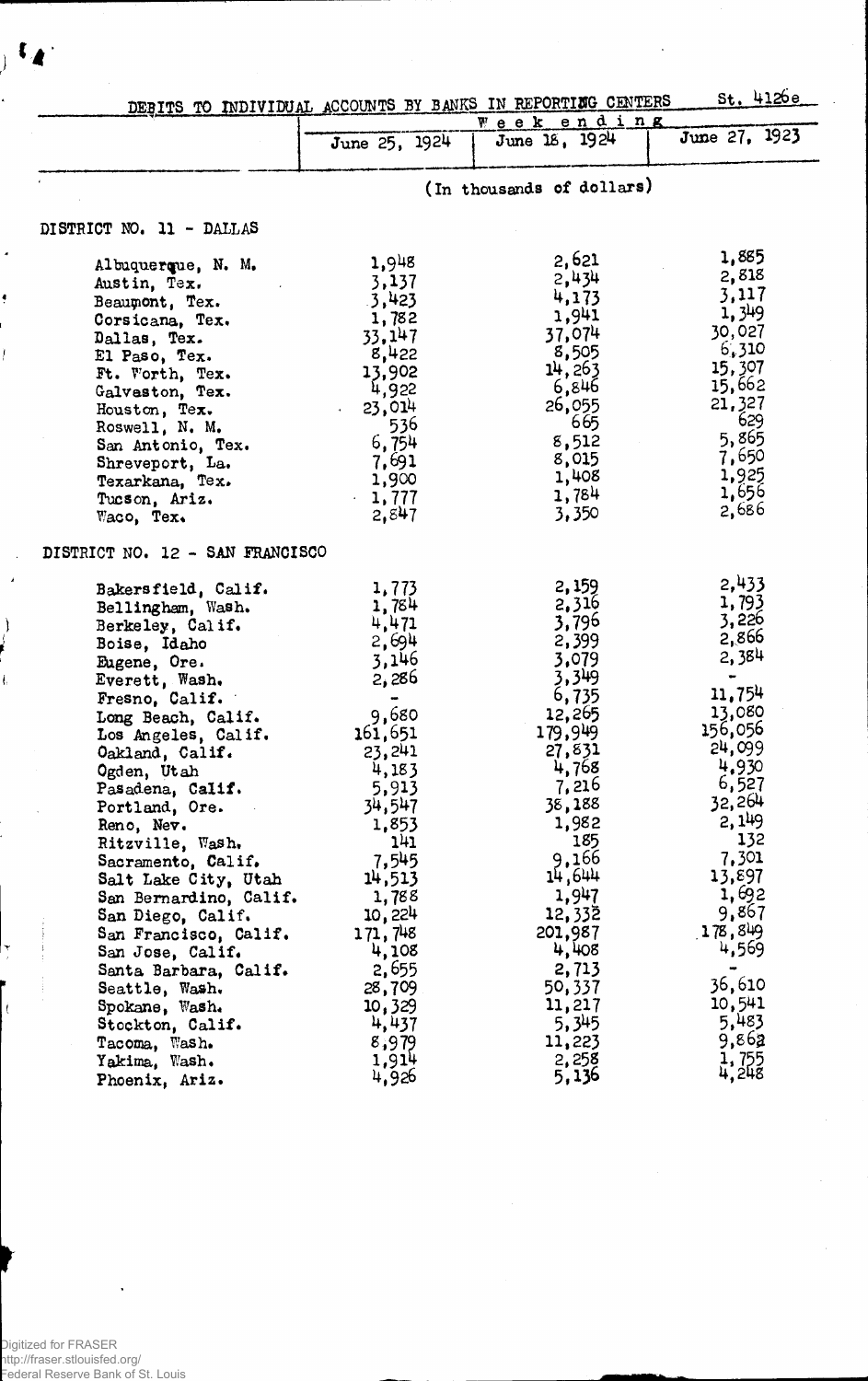St. 4126e

DEBITS TO INDIVIDUAL ACCOUNTS BY BANKS IN REPORTING CENTERS

| | Week ending | | |
|---|---|---|---|
| | June 25, 1924 | June 18, 1924 | June 27, 1923 |
| | (In thousands of dollars) | | |
| **DISTRICT NO. 11 - DALLAS** | | | |
| Albuquerque, N. M. | 1,948 | 2,621 | 1,885 |
| Austin, Tex. | 3,137 | 2,434 | 2,818 |
| Beaumont, Tex. | 3,423 | 4,173 | 3,117 |
| Corsicana, Tex. | 1,782 | 1,941 | 1,349 |
| Dallas, Tex. | 33,147 | 37,074 | 30,027 |
| El Paso, Tex. | 8,422 | 8,505 | 6,310 |
| Ft. Worth, Tex. | 13,902 | 14,263 | 15,307 |
| Galveston, Tex. | 4,922 | 6,846 | 15,662 |
| Houston, Tex. | 23,014 | 26,055 | 21,327 |
| Roswell, N. M. | 536 | 665 | 629 |
| San Antonio, Tex. | 6,754 | 8,512 | 5,865 |
| Shreveport, La. | 7,691 | 8,015 | 7,650 |
| Texarkana, Tex. | 1,900 | 1,408 | 1,925 |
| Tucson, Ariz. | 1,777 | 1,784 | 1,656 |
| Waco, Tex. | 2,847 | 3,350 | 2,686 |
| **DISTRICT NO. 12 - SAN FRANCISCO** | | | |
| Bakersfield, Calif. | 1,773 | 2,159 | 2,433 |
| Bellingham, Wash. | 1,784 | 2,316 | 1,793 |
| Berkeley, Calif. | 4,471 | 3,796 | 3,226 |
| Boise, Idaho | 2,694 | 2,399 | 2,866 |
| Eugene, Ore. | 3,146 | 3,079 | 2,384 |
| Everett, Wash. | 2,286 | 3,349 | - |
| Fresno, Calif. | - | 6,735 | 11,754 |
| Long Beach, Calif. | 9,680 | 12,265 | 13,080 |
| Los Angeles, Calif. | 161,651 | 179,949 | 156,056 |
| Oakland, Calif. | 23,241 | 27,831 | 24,099 |
| Ogden, Utah | 4,183 | 4,768 | 4,930 |
| Pasadena, Calif. | 5,913 | 7,216 | 6,527 |
| Portland, Ore. | 34,547 | 38,188 | 32,264 |
| Reno, Nev. | 1,853 | 1,982 | 2,149 |
| Ritzville, Wash. | 141 | 185 | 132 |
| Sacramento, Calif. | 7,545 | 9,166 | 7,301 |
| Salt Lake City, Utah | 14,513 | 14,644 | 13,897 |
| San Bernardino, Calif. | 1,788 | 1,947 | 1,692 |
| San Diego, Calif. | 10,224 | 12,332 | 9,867 |
| San Francisco, Calif. | 171,748 | 201,987 | 178,849 |
| San Jose, Calif. | 4,108 | 4,408 | 4,569 |
| Santa Barbara, Calif. | 2,655 | 2,713 | - |
| Seattle, Wash. | 28,709 | 50,337 | 36,610 |
| Spokane, Wash. | 10,329 | 11,217 | 10,541 |
| Stockton, Calif. | 4,437 | 5,345 | 5,483 |
| Tacoma, Wash. | 8,979 | 11,223 | 9,862 |
| Yakima, Wash. | 1,914 | 2,258 | 1,755 |
| Phoenix, Ariz. | 4,926 | 5,136 | 4,248 |